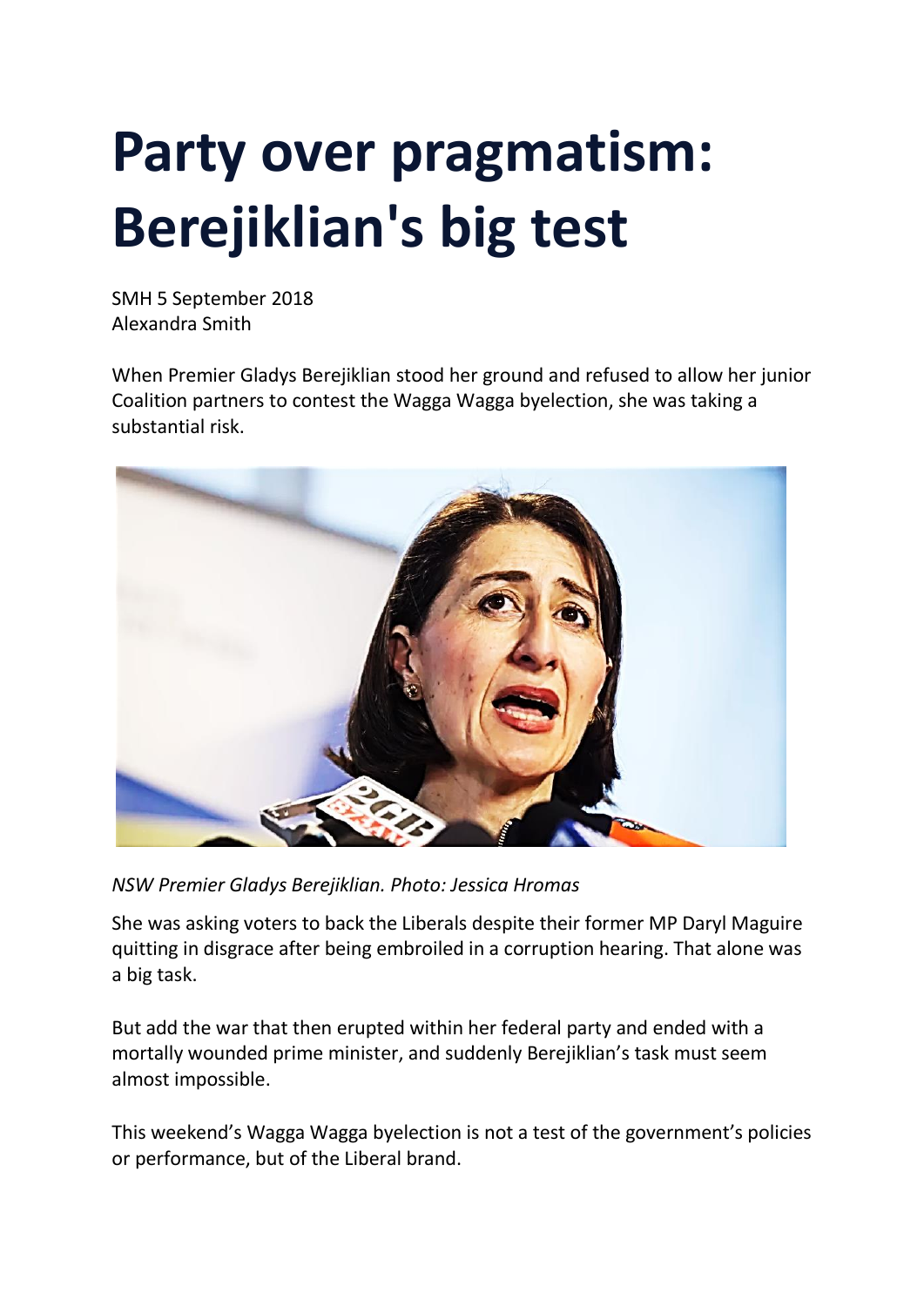# Party over pragmatism: Berejiklian's big test

SMH 5 September 2018
Alexandra Smith

When Premier Gladys Berejiklian stood her ground and refused to allow her junior Coalition partners to contest the Wagga Wagga byelection, she was taking a substantial risk.

*NSW Premier Gladys Berejiklian. Photo: Jessica Hromas*

She was asking voters to back the Liberals despite their former MP Daryl Maguire quitting in disgrace after being embroiled in a corruption hearing. That alone was a big task.

But add the war that then erupted within her federal party and ended with a mortally wounded prime minister, and suddenly Berejiklian's task must seem almost impossible.

This weekend's Wagga Wagga byelection is not a test of the government's policies or performance, but of the Liberal brand.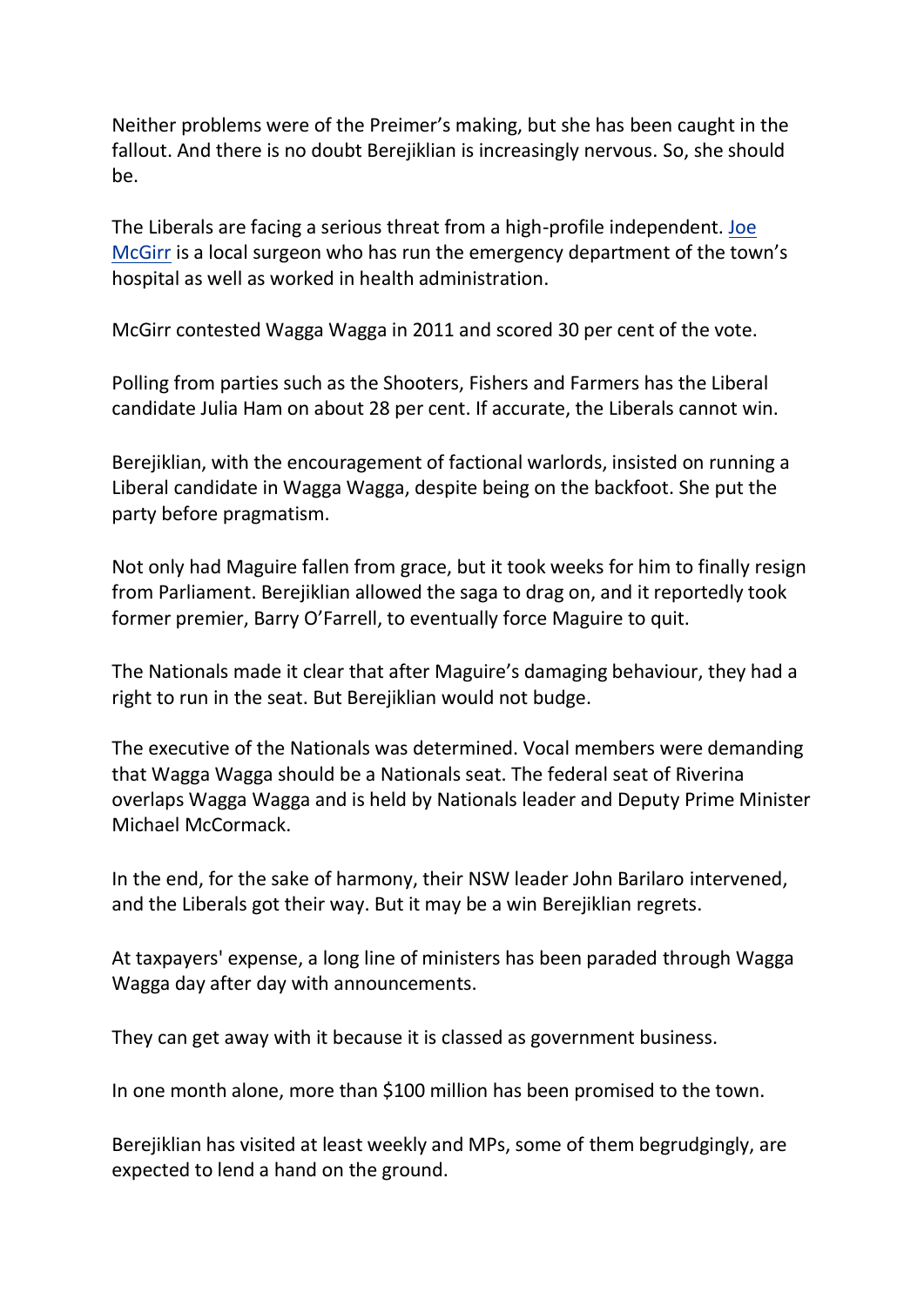Neither problems were of the Preimer's making, but she has been caught in the fallout. And there is no doubt Berejiklian is increasingly nervous. So, she should be.

The Liberals are facing a serious threat from a high-profile independent. [Joe McGirr] is a local surgeon who has run the emergency department of the town's hospital as well as worked in health administration.

McGirr contested Wagga Wagga in 2011 and scored 30 per cent of the vote.

Polling from parties such as the Shooters, Fishers and Farmers has the Liberal candidate Julia Ham on about 28 per cent. If accurate, the Liberals cannot win.

Berejiklian, with the encouragement of factional warlords, insisted on running a Liberal candidate in Wagga Wagga, despite being on the backfoot. She put the party before pragmatism.

Not only had Maguire fallen from grace, but it took weeks for him to finally resign from Parliament. Berejiklian allowed the saga to drag on, and it reportedly took former premier, Barry O'Farrell, to eventually force Maguire to quit.

The Nationals made it clear that after Maguire's damaging behaviour, they had a right to run in the seat. But Berejiklian would not budge.

The executive of the Nationals was determined. Vocal members were demanding that Wagga Wagga should be a Nationals seat. The federal seat of Riverina overlaps Wagga Wagga and is held by Nationals leader and Deputy Prime Minister Michael McCormack.

In the end, for the sake of harmony, their NSW leader John Barilaro intervened, and the Liberals got their way. But it may be a win Berejiklian regrets.

At taxpayers' expense, a long line of ministers has been paraded through Wagga Wagga day after day with announcements.

They can get away with it because it is classed as government business.

In one month alone, more than $100 million has been promised to the town.

Berejiklian has visited at least weekly and MPs, some of them begrudgingly, are expected to lend a hand on the ground.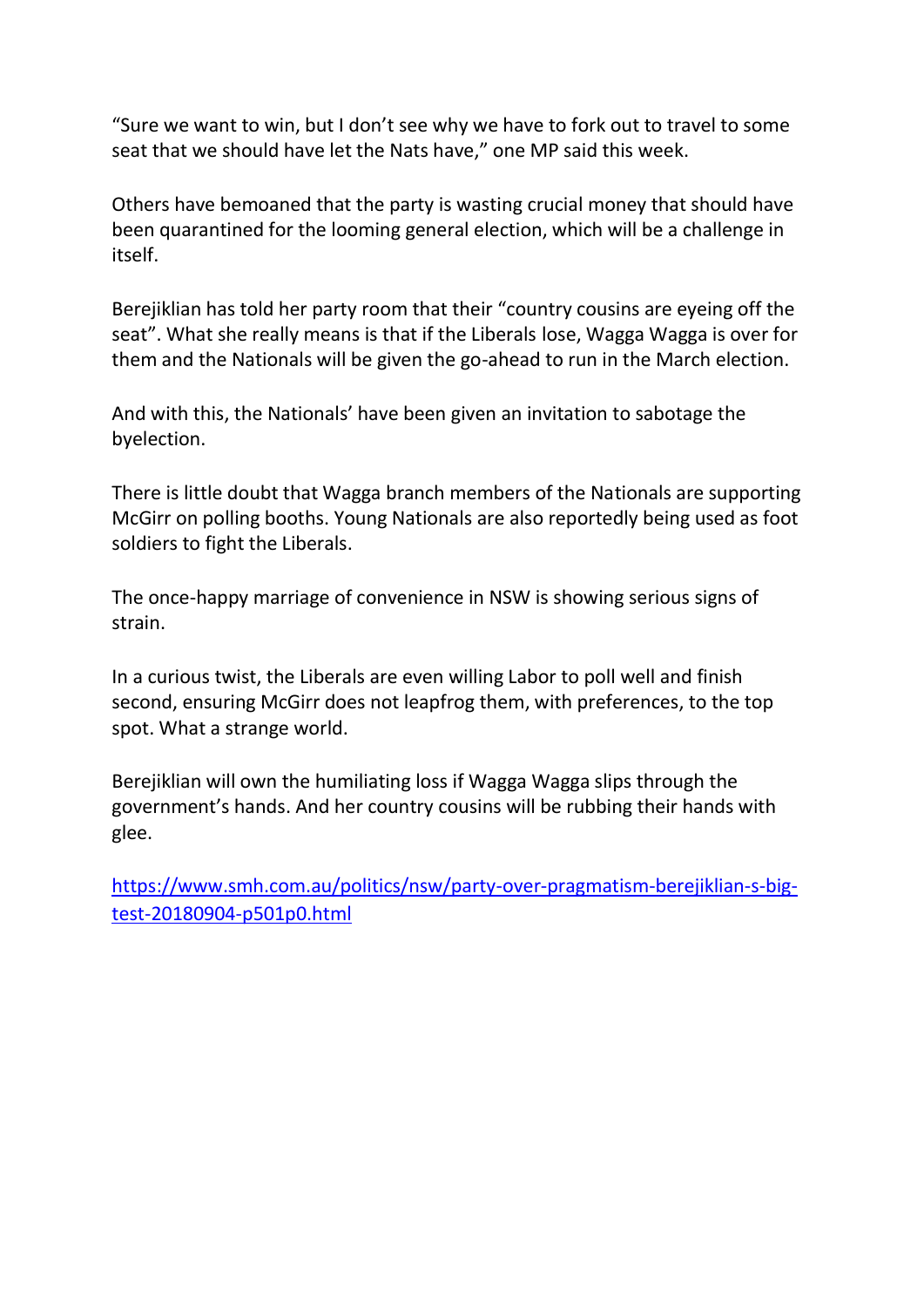"Sure we want to win, but I don't see why we have to fork out to travel to some seat that we should have let the Nats have," one MP said this week.

Others have bemoaned that the party is wasting crucial money that should have been quarantined for the looming general election, which will be a challenge in itself.

Berejiklian has told her party room that their "country cousins are eyeing off the seat". What she really means is that if the Liberals lose, Wagga Wagga is over for them and the Nationals will be given the go-ahead to run in the March election.

And with this, the Nationals' have been given an invitation to sabotage the byelection.

There is little doubt that Wagga branch members of the Nationals are supporting McGirr on polling booths. Young Nationals are also reportedly being used as foot soldiers to fight the Liberals.

The once-happy marriage of convenience in NSW is showing serious signs of strain.

In a curious twist, the Liberals are even willing Labor to poll well and finish second, ensuring McGirr does not leapfrog them, with preferences, to the top spot. What a strange world.

Berejiklian will own the humiliating loss if Wagga Wagga slips through the government's hands. And her country cousins will be rubbing their hands with glee.

https://www.smh.com.au/politics/nsw/party-over-pragmatism-berejiklian-s-big-test-20180904-p501p0.html